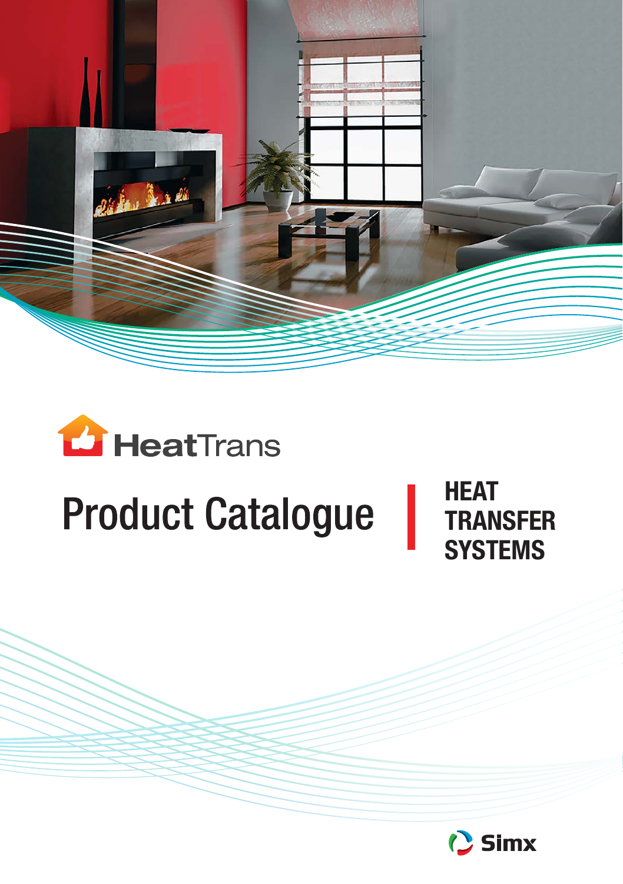HeatTrans

# Product Catalogue

## HEAT TRANSFER SYSTEMS

Simx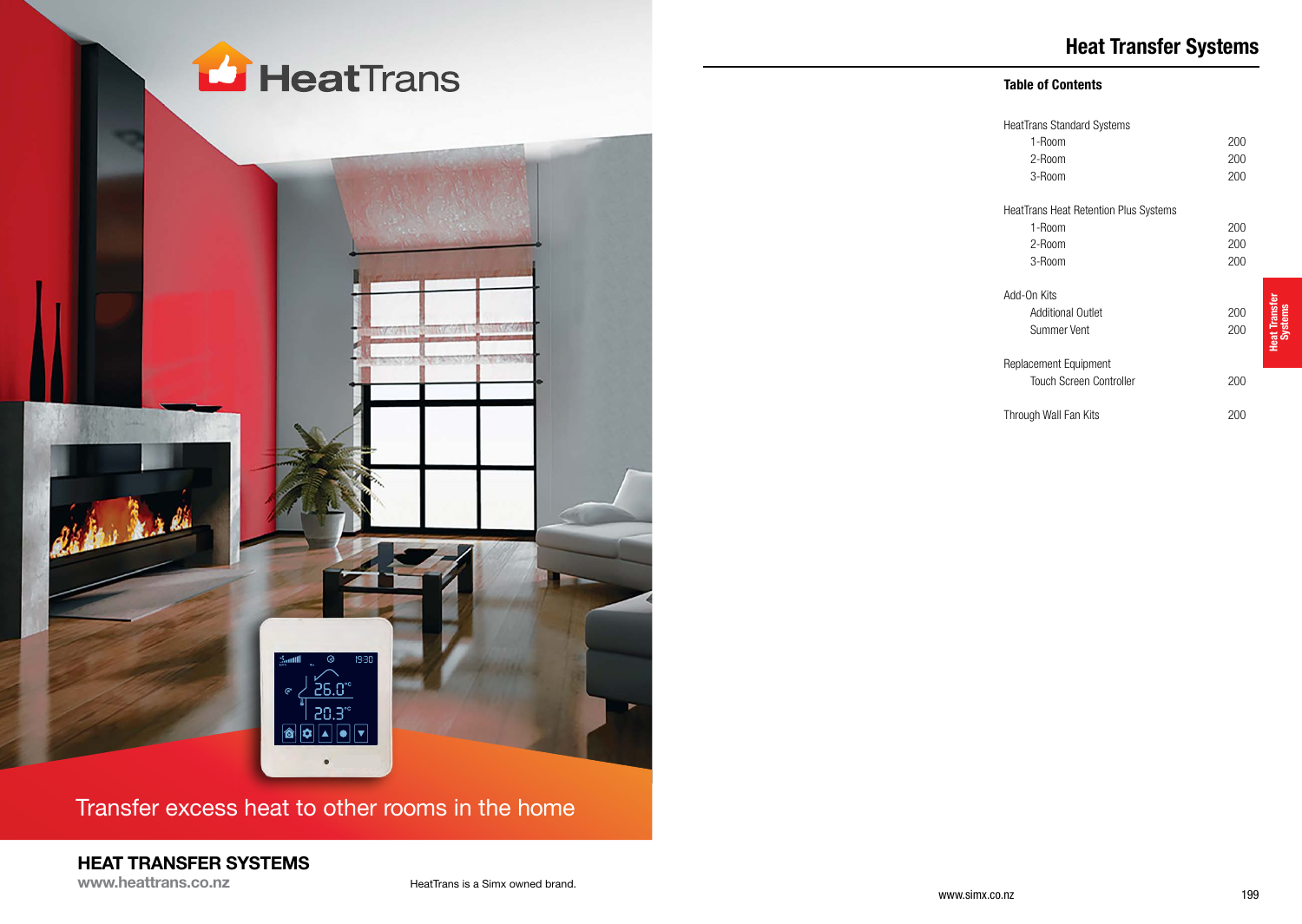# HeatTrans

Transfer excess heat to other rooms in the home

**HEAT TRANSFER SYSTEMS**

www.heattrans.co.nz

HeatTrans is a Simx owned brand.

# Heat Transfer Systems

## Table of Contents

| | |
|---|---|
| HeatTrans Standard Systems | |
| 1-Room | 200 |
| 2-Room | 200 |
| 3-Room | 200 |
| HeatTrans Heat Retention Plus Systems | |
| 1-Room | 200 |
| 2-Room | 200 |
| 3-Room | 200 |
| Add-On Kits | |
| Additional Outlet | 200 |
| Summer Vent | 200 |
| Replacement Equipment | |
| Touch Screen Controller | 200 |
| Through Wall Fan Kits | 200 |

www.simx.co.nz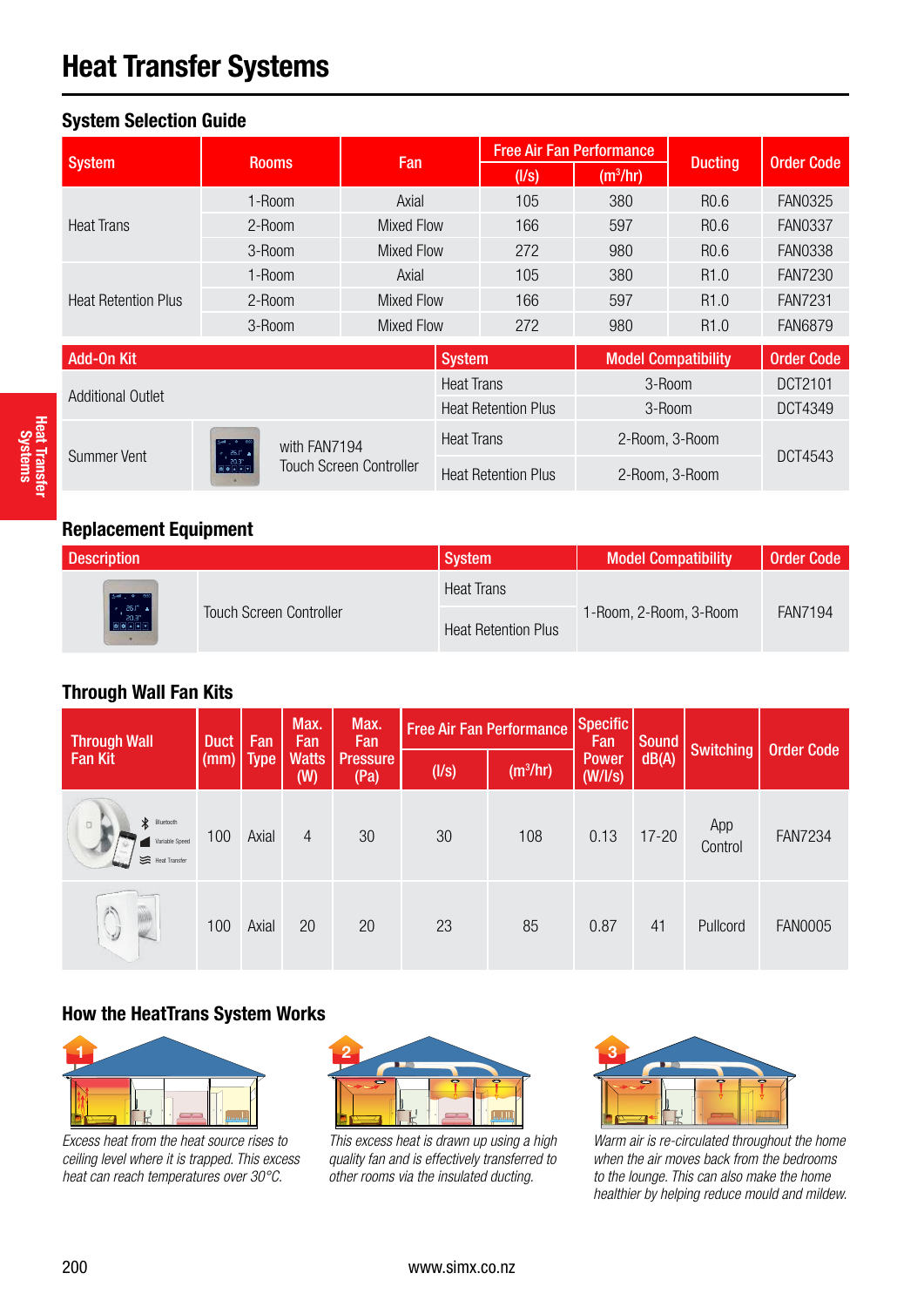# Heat Transfer Systems

## System Selection Guide

| System | Rooms | Fan | Free Air Fan Performance | | Ducting | Order Code |
|---|---|---|---|---|---|---|
| | | | (l/s) | ($m^3$/hr) | | |
| Heat Trans | 1-Room | Axial | 105 | 380 | R0.6 | FAN0325 |
| | 2-Room | Mixed Flow | 166 | 597 | R0.6 | FAN0337 |
| | 3-Room | Mixed Flow | 272 | 980 | R0.6 | FAN0338 |
| Heat Retention Plus | 1-Room | Axial | 105 | 380 | R1.0 | FAN7230 |
| | 2-Room | Mixed Flow | 166 | 597 | R1.0 | FAN7231 |
| | 3-Room | Mixed Flow | 272 | 980 | R1.0 | FAN6879 |

| Add-On Kit | | System | Model Compatibility | Order Code |
|---|---|---|---|---|
| Additional Outlet | | Heat Trans | 3-Room | DCT2101 |
| | | Heat Retention Plus | 3-Room | DCT4349 |
| Summer Vent | with FAN7194 Touch Screen Controller | Heat Trans | 2-Room, 3-Room | DCT4543 |
| | | Heat Retention Plus | 2-Room, 3-Room | |

## Replacement Equipment

| Description | System | Model Compatibility | Order Code |
|---|---|---|---|
| Touch Screen Controller | Heat Trans | 1-Room, 2-Room, 3-Room | FAN7194 |
| | Heat Retention Plus | | |

## Through Wall Fan Kits

| Through Wall Fan Kit | Duct (mm) | Fan Type | Max. Fan Watts (W) | Max. Fan Pressure (Pa) | Free Air Fan Performance | | Specific Fan Power (W/l/s) | Sound dB(A) | Switching | Order Code |
|---|---|---|---|---|---|---|---|---|---|---|
| | | | | | (l/s) | ($m^3$/hr) | | | | |
| Bluetooth, Variable Speed, Heat Transfer | 100 | Axial | 4 | 30 | 30 | 108 | 0.13 | 17-20 | App Control | FAN7234 |
| | 100 | Axial | 20 | 20 | 23 | 85 | 0.87 | 41 | Pullcord | FAN0005 |

## How the HeatTrans System Works

1. *Excess heat from the heat source rises to ceiling level where it is trapped. This excess heat can reach temperatures over 30°C.*

2. *This excess heat is drawn up using a high quality fan and is effectively transferred to other rooms via the insulated ducting.*

3. *Warm air is re-circulated throughout the home when the air moves back from the bedrooms to the lounge. This can also make the home healthier by helping reduce mould and mildew.*

www.simx.co.nz